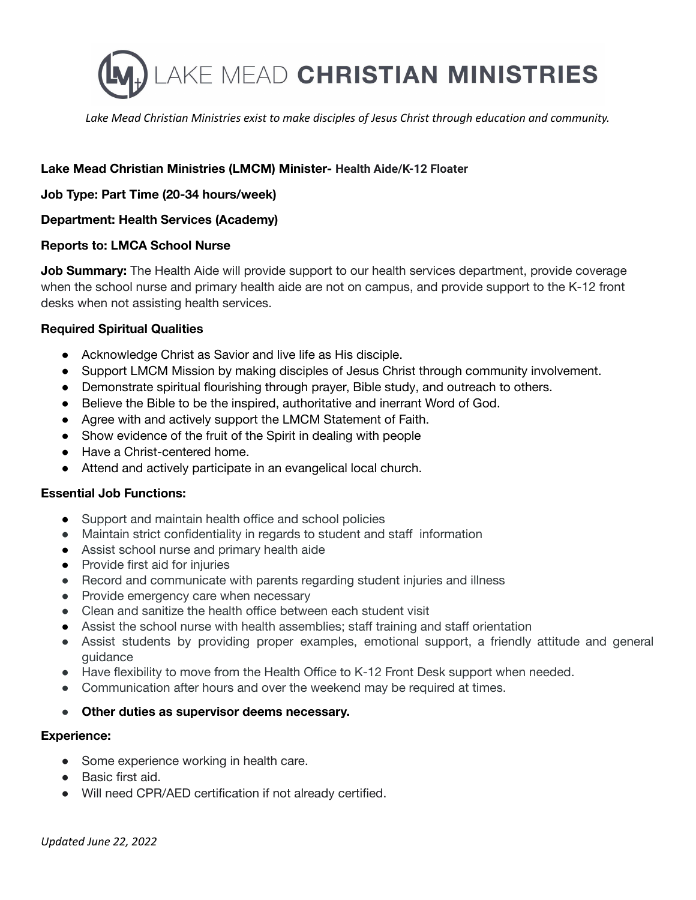# LAKE MEAD **CHRISTIAN MINISTRIES**

*Lake Mead Christian Ministries exist to make disciples of Jesus Christ through education and community.*

**Lake Mead Christian Ministries (LMCM) Minister- Health Aide/K-12 Floater**

**Job Type: Part Time (20-34 hours/week)**

**Department: Health Services (Academy)**

**Reports to: LMCA School Nurse**

**Job Summary:** The Health Aide will provide support to our health services department, provide coverage when the school nurse and primary health aide are not on campus, and provide support to the K-12 front desks when not assisting health services.

**Required Spiritual Qualities**

- Acknowledge Christ as Savior and live life as His disciple.
- Support LMCM Mission by making disciples of Jesus Christ through community involvement.
- Demonstrate spiritual flourishing through prayer, Bible study, and outreach to others.
- Believe the Bible to be the inspired, authoritative and inerrant Word of God.
- Agree with and actively support the LMCM Statement of Faith.
- Show evidence of the fruit of the Spirit in dealing with people
- Have a Christ-centered home.
- Attend and actively participate in an evangelical local church.

**Essential Job Functions:**

- Support and maintain health office and school policies
- Maintain strict confidentiality in regards to student and staff information
- Assist school nurse and primary health aide
- Provide first aid for injuries
- Record and communicate with parents regarding student injuries and illness
- Provide emergency care when necessary
- Clean and sanitize the health office between each student visit
- Assist the school nurse with health assemblies; staff training and staff orientation
- Assist students by providing proper examples, emotional support, a friendly attitude and general guidance
- Have flexibility to move from the Health Office to K-12 Front Desk support when needed.
- Communication after hours and over the weekend may be required at times.
- **Other duties as supervisor deems necessary.**

**Experience:**

- Some experience working in health care.
- Basic first aid.
- Will need CPR/AED certification if not already certified.

*Updated June 22, 2022*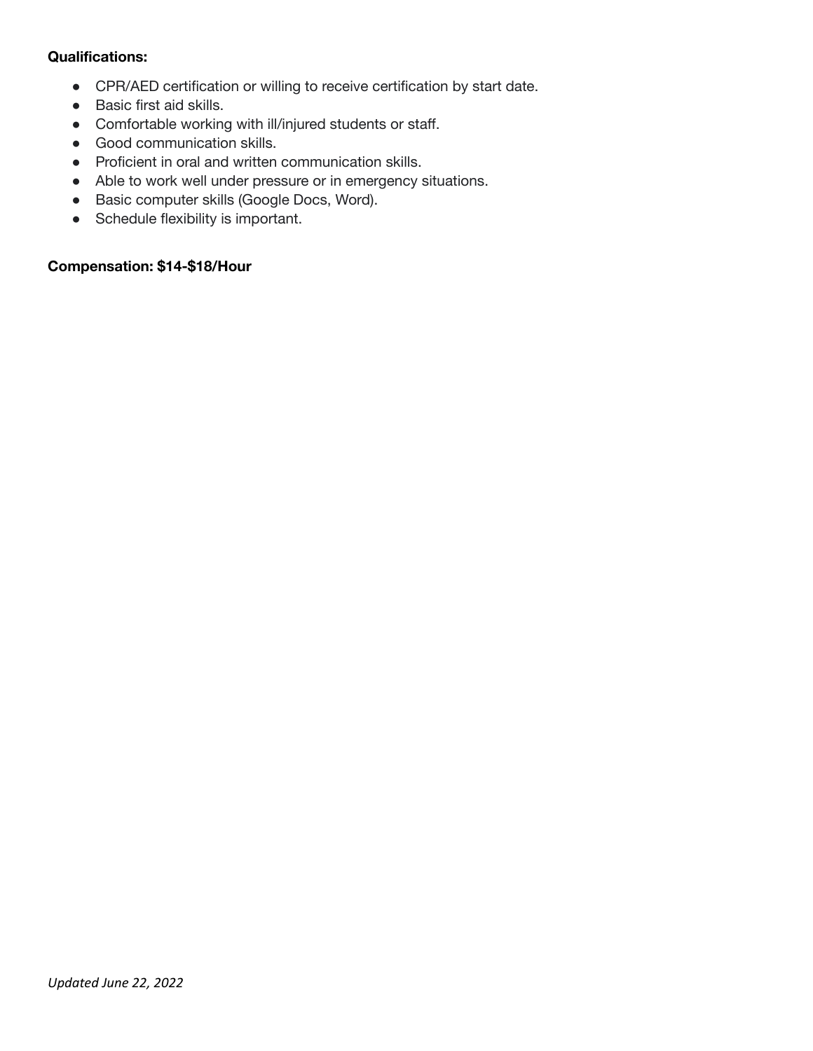**Qualifications:**

- CPR/AED certification or willing to receive certification by start date.
- Basic first aid skills.
- Comfortable working with ill/injured students or staff.
- Good communication skills.
- Proficient in oral and written communication skills.
- Able to work well under pressure or in emergency situations.
- Basic computer skills (Google Docs, Word).
- Schedule flexibility is important.

**Compensation: $14-$18/Hour**

*Updated June 22, 2022*